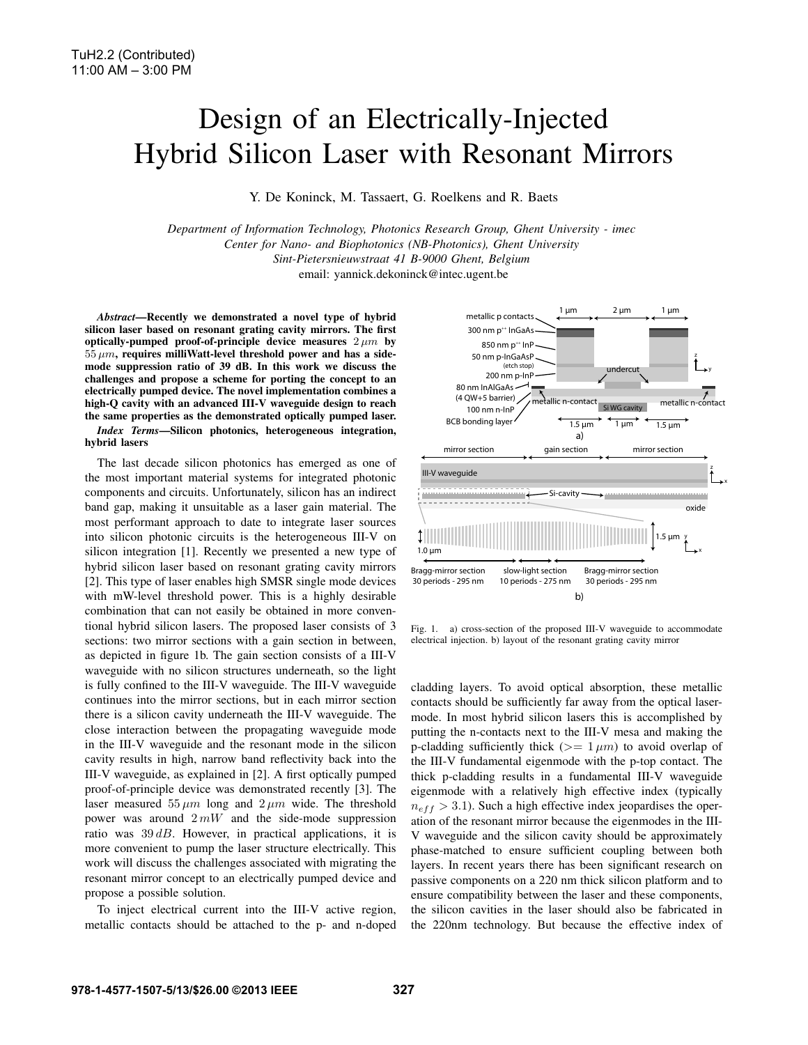TuH2.2 (Contributed)
11:00 AM – 3:00 PM

# Design of an Electrically-Injected Hybrid Silicon Laser with Resonant Mirrors

Y. De Koninck, M. Tassaert, G. Roelkens and R. Baets

*Department of Information Technology, Photonics Research Group, Ghent University - imec*
*Center for Nano- and Biophotonics (NB-Photonics), Ghent University*
*Sint-Pietersnieuwstraat 41 B-9000 Ghent, Belgium*
email: yannick.dekoninck@intec.ugent.be

***Abstract*—Recently we demonstrated a novel type of hybrid silicon laser based on resonant grating cavity mirrors. The first optically-pumped proof-of-principle device measures $2\,\mu m$ by $55\,\mu m$, requires milliWatt-level threshold power and has a side-mode suppression ratio of 39 dB. In this work we discuss the challenges and propose a scheme for porting the concept to an electrically pumped device. The novel implementation combines a high-Q cavity with an advanced III-V waveguide design to reach the same properties as the demonstrated optically pumped laser.**

***Index Terms*—Silicon photonics, heterogeneous integration, hybrid lasers**

The last decade silicon photonics has emerged as one of the most important material systems for integrated photonic components and circuits. Unfortunately, silicon has an indirect band gap, making it unsuitable as a laser gain material. The most performant approach to date to integrate laser sources into silicon photonic circuits is the heterogeneous III-V on silicon integration [1]. Recently we presented a new type of hybrid silicon laser based on resonant grating cavity mirrors [2]. This type of laser enables high SMSR single mode devices with mW-level threshold power. This is a highly desirable combination that can not easily be obtained in more conventional hybrid silicon lasers. The proposed laser consists of 3 sections: two mirror sections with a gain section in between, as depicted in figure 1b. The gain section consists of a III-V waveguide with no silicon structures underneath, so the light is fully confined to the III-V waveguide. The III-V waveguide continues into the mirror sections, but in each mirror section there is a silicon cavity underneath the III-V waveguide. The close interaction between the propagating waveguide mode in the III-V waveguide and the resonant mode in the silicon cavity results in high, narrow band reflectivity back into the III-V waveguide, as explained in [2]. A first optically pumped proof-of-principle device was demonstrated recently [3]. The laser measured $55\,\mu m$ long and $2\,\mu m$ wide. The threshold power was around $2\,mW$ and the side-mode suppression ratio was $39\,dB$. However, in practical applications, it is more convenient to pump the laser structure electrically. This work will discuss the challenges associated with migrating the resonant mirror concept to an electrically pumped device and propose a possible solution.

To inject electrical current into the III-V active region, metallic contacts should be attached to the p- and n-doped cladding layers. To avoid optical absorption, these metallic contacts should be sufficiently far away from the optical laser-mode. In most hybrid silicon lasers this is accomplished by putting the n-contacts next to the III-V mesa and making the p-cladding sufficiently thick ($>= 1\,\mu m$) to avoid overlap of the III-V fundamental eigenmode with the p-top contact. The thick p-cladding results in a fundamental III-V waveguide eigenmode with a relatively high effective index (typically $n_{eff} > 3.1$). Such a high effective index jeopardises the operation of the resonant mirror because the eigenmodes in the III-V waveguide and the silicon cavity should be approximately phase-matched to ensure sufficient coupling between both layers. In recent years there has been significant research on passive components on a 220 nm thick silicon platform and to ensure compatibility between the laser and these components, the silicon cavities in the laser should also be fabricated in the 220nm technology. But because the effective index of

Fig. 1. a) cross-section of the proposed III-V waveguide to accommodate electrical injection. b) layout of the resonant grating cavity mirror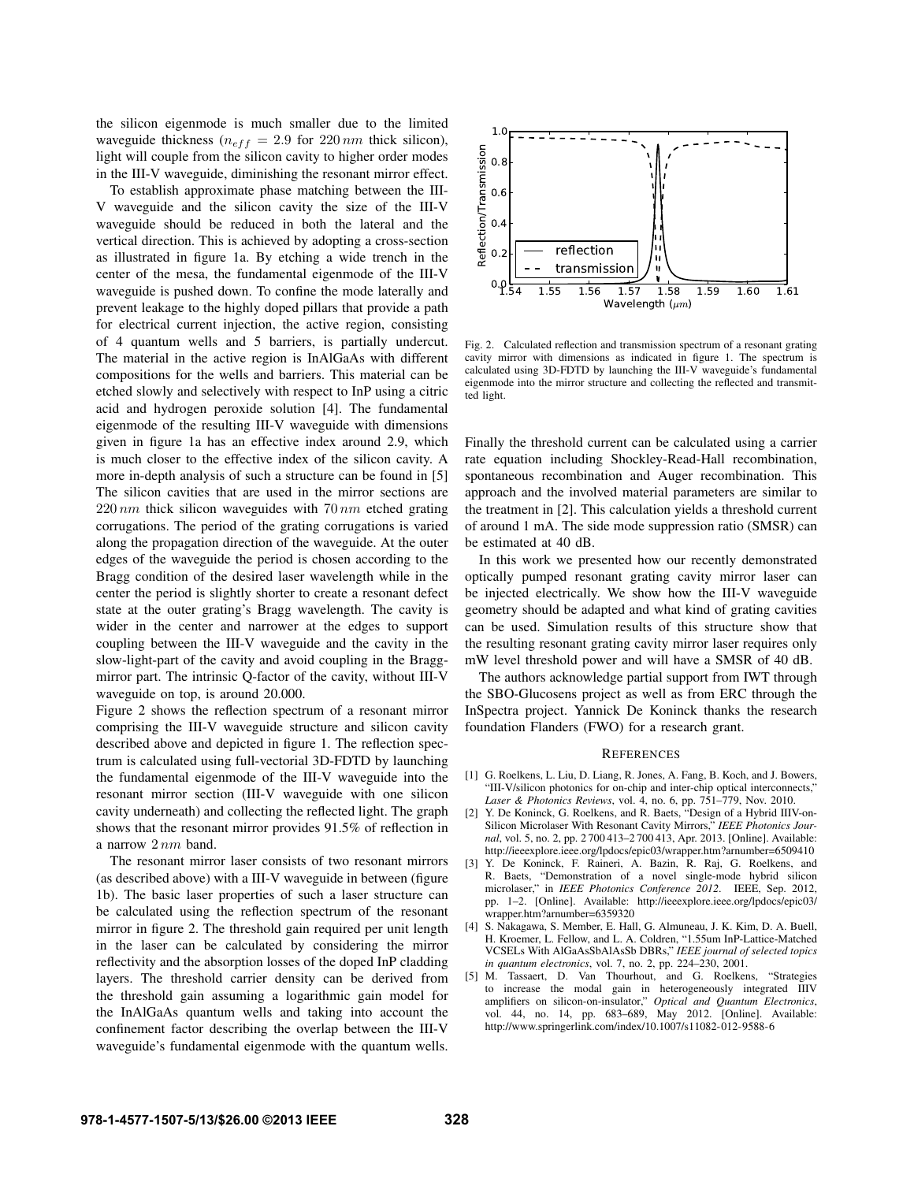the silicon eigenmode is much smaller due to the limited waveguide thickness ($n_{eff} = 2.9$ for $220\,nm$ thick silicon), light will couple from the silicon cavity to higher order modes in the III-V waveguide, diminishing the resonant mirror effect.

To establish approximate phase matching between the III-V waveguide and the silicon cavity the size of the III-V waveguide should be reduced in both the lateral and the vertical direction. This is achieved by adopting a cross-section as illustrated in figure 1a. By etching a wide trench in the center of the mesa, the fundamental eigenmode of the III-V waveguide is pushed down. To confine the mode laterally and prevent leakage to the highly doped pillars that provide a path for electrical current injection, the active region, consisting of 4 quantum wells and 5 barriers, is partially undercut. The material in the active region is InAlGaAs with different compositions for the wells and barriers. This material can be etched slowly and selectively with respect to InP using a citric acid and hydrogen peroxide solution [4]. The fundamental eigenmode of the resulting III-V waveguide with dimensions given in figure 1a has an effective index around 2.9, which is much closer to the effective index of the silicon cavity. A more in-depth analysis of such a structure can be found in [5] The silicon cavities that are used in the mirror sections are $220\,nm$ thick silicon waveguides with $70\,nm$ etched grating corrugations. The period of the grating corrugations is varied along the propagation direction of the waveguide. At the outer edges of the waveguide the period is chosen according to the Bragg condition of the desired laser wavelength while in the center the period is slightly shorter to create a resonant defect state at the outer grating's Bragg wavelength. The cavity is wider in the center and narrower at the edges to support coupling between the III-V waveguide and the cavity in the slow-light-part of the cavity and avoid coupling in the Bragg-mirror part. The intrinsic Q-factor of the cavity, without III-V waveguide on top, is around 20.000.

Figure 2 shows the reflection spectrum of a resonant mirror comprising the III-V waveguide structure and silicon cavity described above and depicted in figure 1. The reflection spectrum is calculated using full-vectorial 3D-FDTD by launching the fundamental eigenmode of the III-V waveguide into the resonant mirror section (III-V waveguide with one silicon cavity underneath) and collecting the reflected light. The graph shows that the resonant mirror provides 91.5% of reflection in a narrow $2\,nm$ band.

The resonant mirror laser consists of two resonant mirrors (as described above) with a III-V waveguide in between (figure 1b). The basic laser properties of such a laser structure can be calculated using the reflection spectrum of the resonant mirror in figure 2. The threshold gain required per unit length in the laser can be calculated by considering the mirror reflectivity and the absorption losses of the doped InP cladding layers. The threshold carrier density can be derived from the threshold gain assuming a logarithmic gain model for the InAlGaAs quantum wells and taking into account the confinement factor describing the overlap between the III-V waveguide's fundamental eigenmode with the quantum wells.

Reflection/Transmission
1.0
0.8
0.6
0.4
0.2
0.0
1.54 1.55 1.56 1.57 1.58 1.59 1.60 1.61
Wavelength ($\mu m$)
reflection
transmission

Fig. 2. Calculated reflection and transmission spectrum of a resonant grating cavity mirror with dimensions as indicated in figure 1. The spectrum is calculated using 3D-FDTD by launching the III-V waveguide's fundamental eigenmode into the mirror structure and collecting the reflected and transmitted light.

Finally the threshold current can be calculated using a carrier rate equation including Shockley-Read-Hall recombination, spontaneous recombination and Auger recombination. This approach and the involved material parameters are similar to the treatment in [2]. This calculation yields a threshold current of around 1 mA. The side mode suppression ratio (SMSR) can be estimated at 40 dB.

In this work we presented how our recently demonstrated optically pumped resonant grating cavity mirror laser can be injected electrically. We show how the III-V waveguide geometry should be adapted and what kind of grating cavities can be used. Simulation results of this structure show that the resulting resonant grating cavity mirror laser requires only mW level threshold power and will have a SMSR of 40 dB.

The authors acknowledge partial support from IWT through the SBO-Glucosens project as well as from ERC through the InSpectra project. Yannick De Koninck thanks the research foundation Flanders (FWO) for a research grant.

## References

[1] G. Roelkens, L. Liu, D. Liang, R. Jones, A. Fang, B. Koch, and J. Bowers, "III-V/silicon photonics for on-chip and inter-chip optical interconnects," *Laser & Photonics Reviews*, vol. 4, no. 6, pp. 751–779, Nov. 2010.

[2] Y. De Koninck, G. Roelkens, and R. Baets, "Design of a Hybrid IIIV-on-Silicon Microlaser With Resonant Cavity Mirrors," *IEEE Photonics Journal*, vol. 5, no. 2, pp. 2 700 413–2 700 413, Apr. 2013. [Online]. Available: http://ieeexplore.ieee.org/lpdocs/epic03/wrapper.htm?arnumber=6509410

[3] Y. De Koninck, F. Raineri, A. Bazin, R. Raj, G. Roelkens, and R. Baets, "Demonstration of a novel single-mode hybrid silicon microlaser," in *IEEE Photonics Conference 2012*. IEEE, Sep. 2012, pp. 1–2. [Online]. Available: http://ieeexplore.ieee.org/lpdocs/epic03/wrapper.htm?arnumber=6359320

[4] S. Nakagawa, S. Member, E. Hall, G. Almuneau, J. K. Kim, D. A. Buell, H. Kroemer, L. Fellow, and L. A. Coldren, "1.55um InP-Lattice-Matched VCSELs With AlGaAsSbAlAsSb DBRs," *IEEE journal of selected topics in quantum electronics*, vol. 7, no. 2, pp. 224–230, 2001.

[5] M. Tassaert, D. Van Thourhout, and G. Roelkens, "Strategies to increase the modal gain in heterogeneously integrated IIIV amplifiers on silicon-on-insulator," *Optical and Quantum Electronics*, vol. 44, no. 14, pp. 683–689, May 2012. [Online]. Available: http://www.springerlink.com/index/10.1007/s11082-012-9588-6